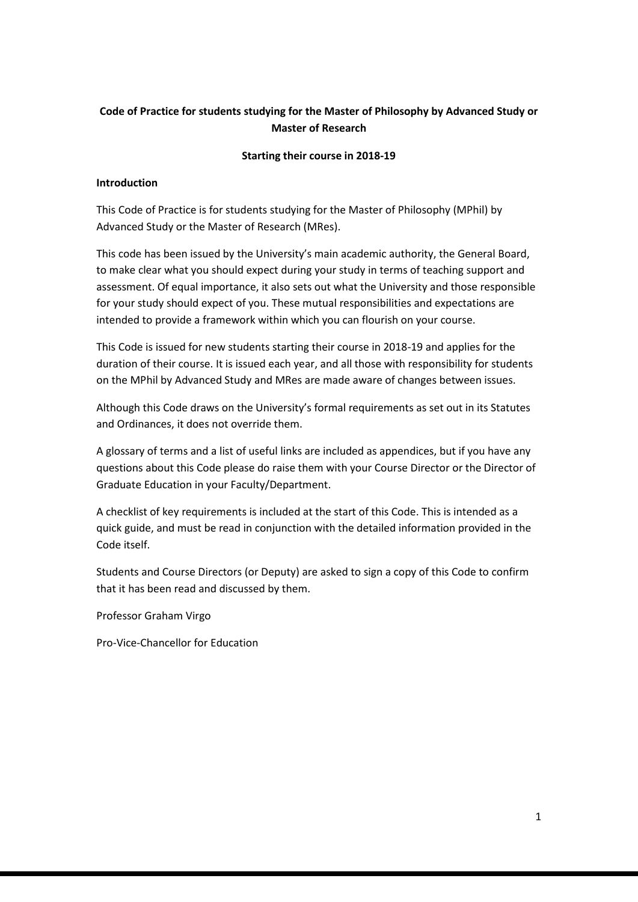# Code of Practice for students studying for the Master of Philosophy by Advanced Study or Master of Research

## Starting their course in 2018-19

### Introduction

This Code of Practice is for students studying for the Master of Philosophy (MPhil) by Advanced Study or the Master of Research (MRes).

This code has been issued by the University's main academic authority, the General Board, to make clear what you should expect during your study in terms of teaching support and assessment. Of equal importance, it also sets out what the University and those responsible for your study should expect of you. These mutual responsibilities and expectations are intended to provide a framework within which you can flourish on your course.

This Code is issued for new students starting their course in 2018-19 and applies for the duration of their course. It is issued each year, and all those with responsibility for students on the MPhil by Advanced Study and MRes are made aware of changes between issues.

Although this Code draws on the University's formal requirements as set out in its Statutes and Ordinances, it does not override them.

A glossary of terms and a list of useful links are included as appendices, but if you have any questions about this Code please do raise them with your Course Director or the Director of Graduate Education in your Faculty/Department.

A checklist of key requirements is included at the start of this Code. This is intended as a quick guide, and must be read in conjunction with the detailed information provided in the Code itself.

Students and Course Directors (or Deputy) are asked to sign a copy of this Code to confirm that it has been read and discussed by them.

Professor Graham Virgo

Pro-Vice-Chancellor for Education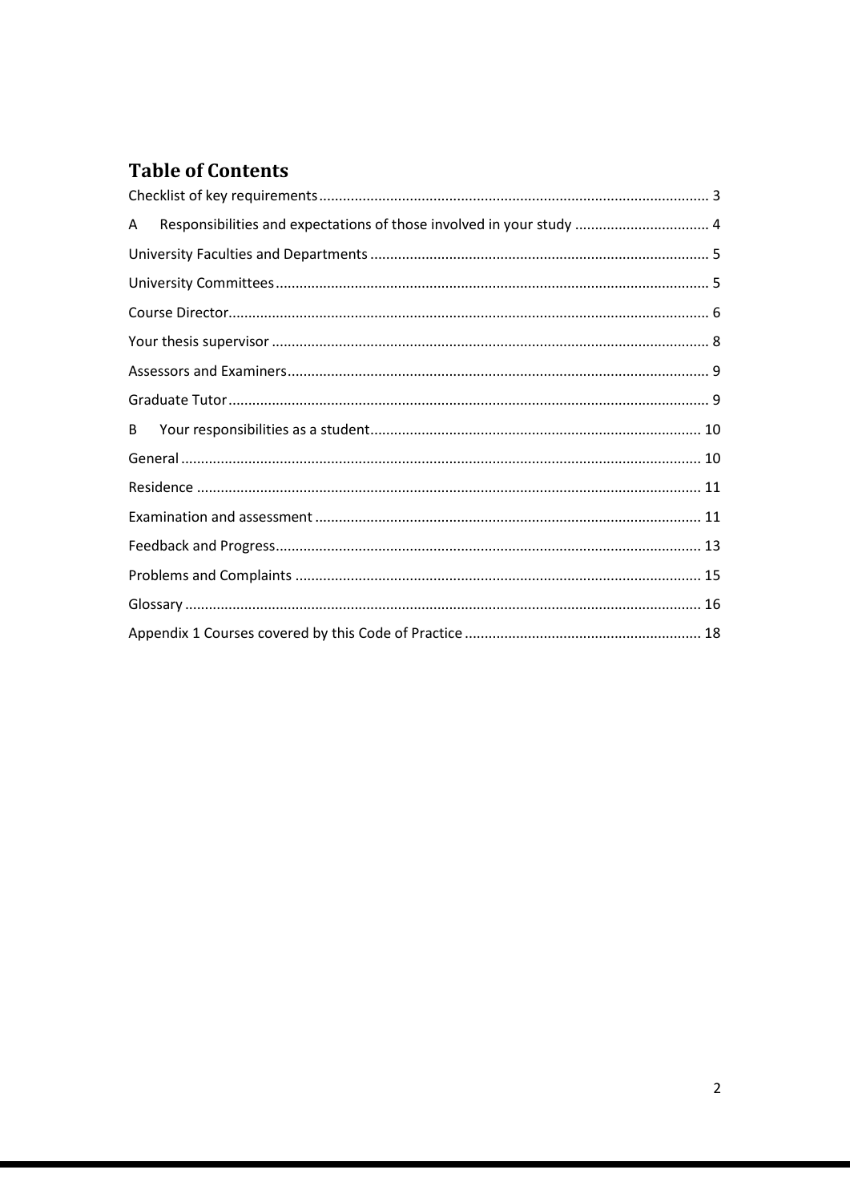# Table of Contents

Checklist of key requirements .......... 3

A Responsibilities and expectations of those involved in your study .......... 4

University Faculties and Departments .......... 5

University Committees .......... 5

Course Director .......... 6

Your thesis supervisor .......... 8

Assessors and Examiners .......... 9

Graduate Tutor .......... 9

B Your responsibilities as a student .......... 10

General .......... 10

Residence .......... 11

Examination and assessment .......... 11

Feedback and Progress .......... 13

Problems and Complaints .......... 15

Glossary .......... 16

Appendix 1 Courses covered by this Code of Practice .......... 18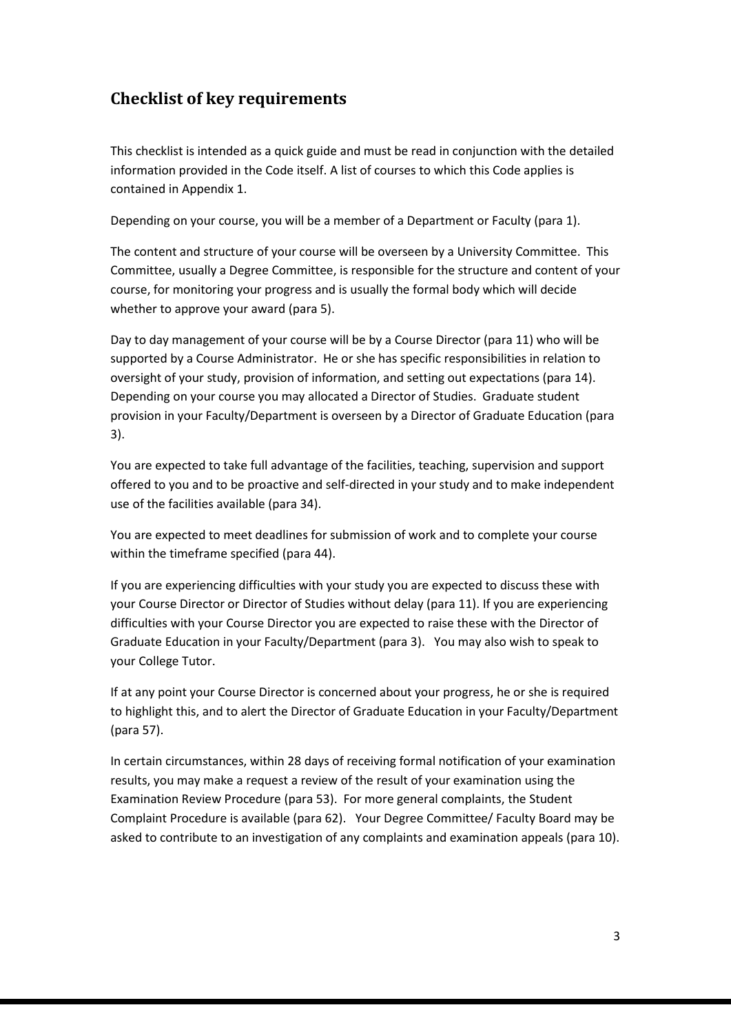## Checklist of key requirements

This checklist is intended as a quick guide and must be read in conjunction with the detailed information provided in the Code itself. A list of courses to which this Code applies is contained in Appendix 1.

Depending on your course, you will be a member of a Department or Faculty (para 1).

The content and structure of your course will be overseen by a University Committee. This Committee, usually a Degree Committee, is responsible for the structure and content of your course, for monitoring your progress and is usually the formal body which will decide whether to approve your award (para 5).

Day to day management of your course will be by a Course Director (para 11) who will be supported by a Course Administrator. He or she has specific responsibilities in relation to oversight of your study, provision of information, and setting out expectations (para 14). Depending on your course you may allocated a Director of Studies. Graduate student provision in your Faculty/Department is overseen by a Director of Graduate Education (para 3).

You are expected to take full advantage of the facilities, teaching, supervision and support offered to you and to be proactive and self-directed in your study and to make independent use of the facilities available (para 34).

You are expected to meet deadlines for submission of work and to complete your course within the timeframe specified (para 44).

If you are experiencing difficulties with your study you are expected to discuss these with your Course Director or Director of Studies without delay (para 11). If you are experiencing difficulties with your Course Director you are expected to raise these with the Director of Graduate Education in your Faculty/Department (para 3). You may also wish to speak to your College Tutor.

If at any point your Course Director is concerned about your progress, he or she is required to highlight this, and to alert the Director of Graduate Education in your Faculty/Department (para 57).

In certain circumstances, within 28 days of receiving formal notification of your examination results, you may make a request a review of the result of your examination using the Examination Review Procedure (para 53). For more general complaints, the Student Complaint Procedure is available (para 62). Your Degree Committee/ Faculty Board may be asked to contribute to an investigation of any complaints and examination appeals (para 10).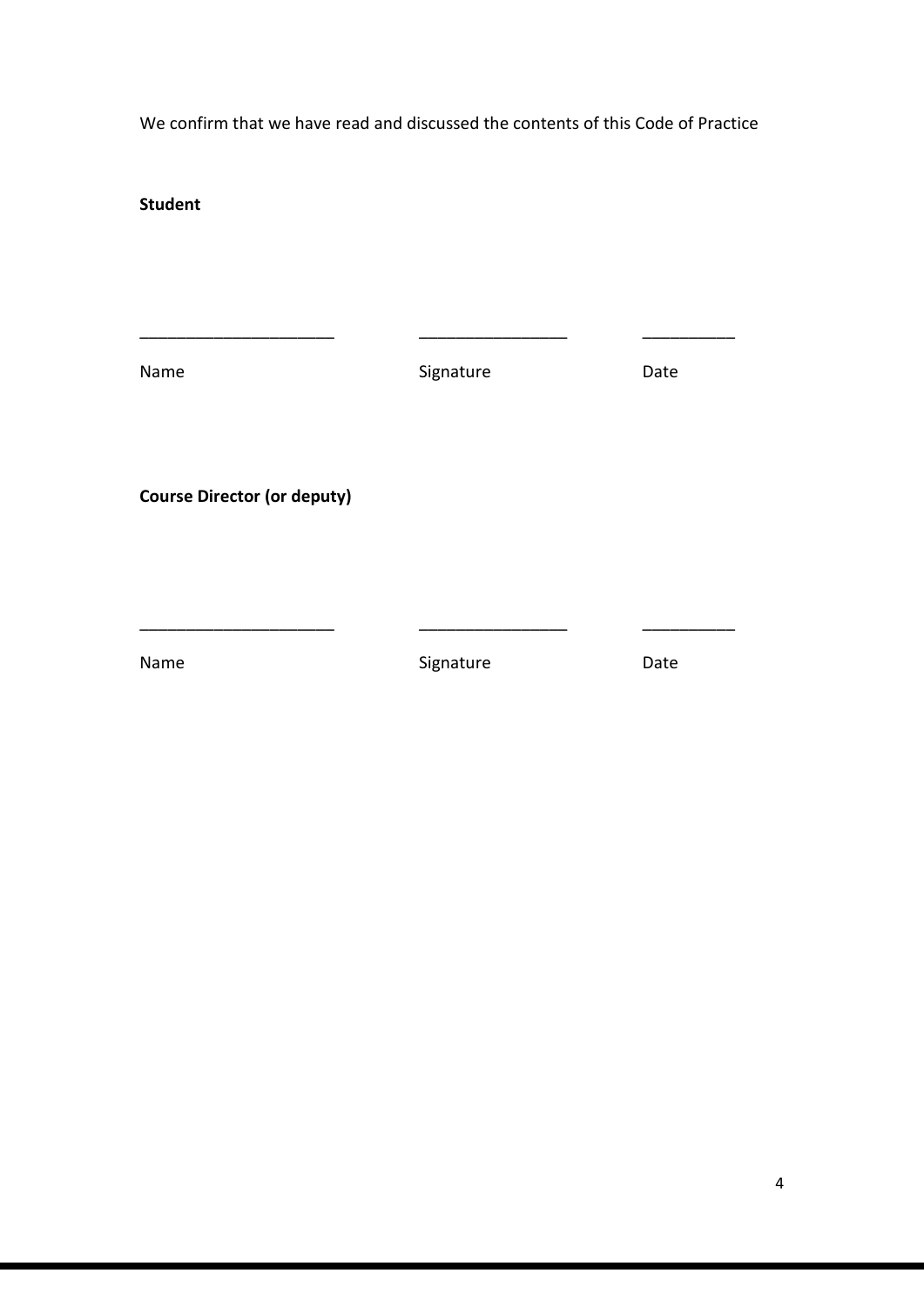We confirm that we have read and discussed the contents of this Code of Practice

**Student**

| ______________________ | ________________ | __________ |
|---|---|---|
| Name | Signature | Date |

**Course Director (or deputy)**

| ______________________ | ________________ | __________ |
|---|---|---|
| Name | Signature | Date |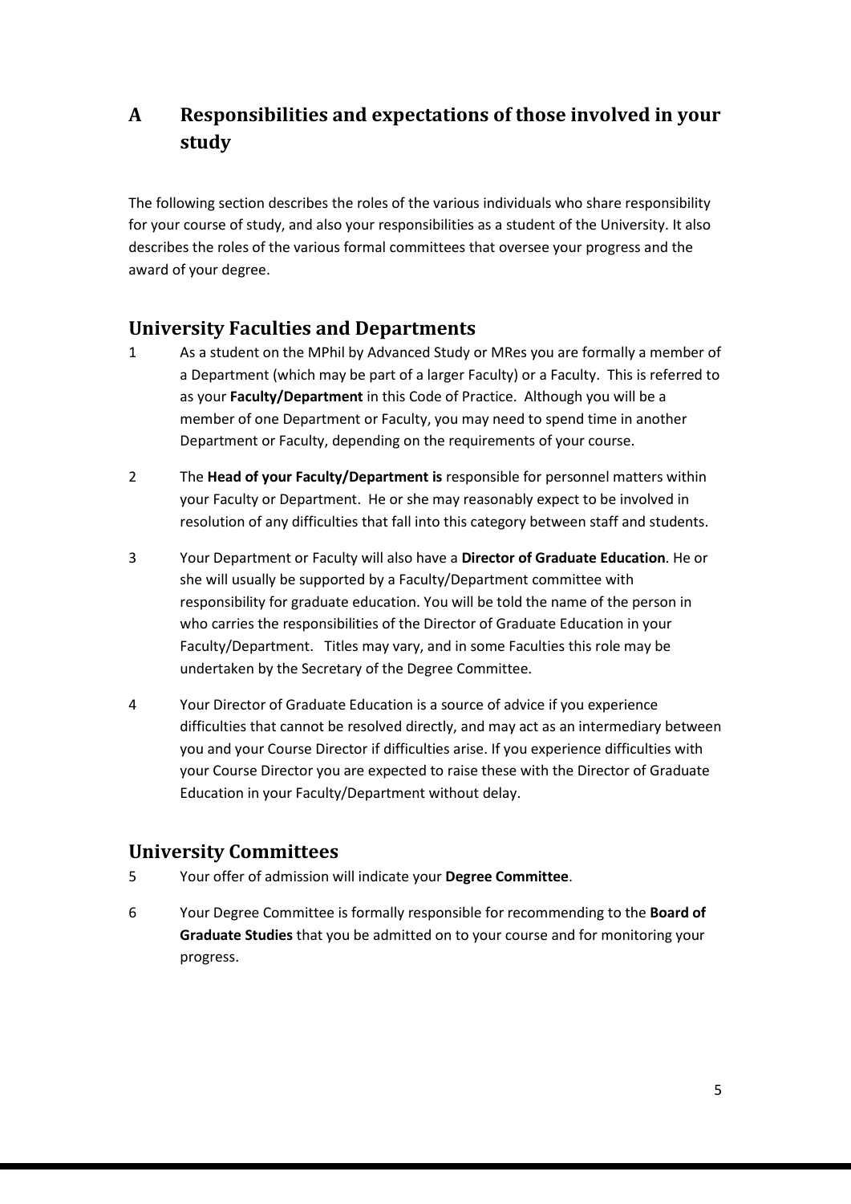# A Responsibilities and expectations of those involved in your study

The following section describes the roles of the various individuals who share responsibility for your course of study, and also your responsibilities as a student of the University. It also describes the roles of the various formal committees that oversee your progress and the award of your degree.

## University Faculties and Departments

1 As a student on the MPhil by Advanced Study or MRes you are formally a member of a Department (which may be part of a larger Faculty) or a Faculty. This is referred to as your **Faculty/Department** in this Code of Practice. Although you will be a member of one Department or Faculty, you may need to spend time in another Department or Faculty, depending on the requirements of your course.

2 The **Head of your Faculty/Department is** responsible for personnel matters within your Faculty or Department. He or she may reasonably expect to be involved in resolution of any difficulties that fall into this category between staff and students.

3 Your Department or Faculty will also have a **Director of Graduate Education**. He or she will usually be supported by a Faculty/Department committee with responsibility for graduate education. You will be told the name of the person in who carries the responsibilities of the Director of Graduate Education in your Faculty/Department. Titles may vary, and in some Faculties this role may be undertaken by the Secretary of the Degree Committee.

4 Your Director of Graduate Education is a source of advice if you experience difficulties that cannot be resolved directly, and may act as an intermediary between you and your Course Director if difficulties arise. If you experience difficulties with your Course Director you are expected to raise these with the Director of Graduate Education in your Faculty/Department without delay.

## University Committees

5 Your offer of admission will indicate your **Degree Committee**.

6 Your Degree Committee is formally responsible for recommending to the **Board of Graduate Studies** that you be admitted on to your course and for monitoring your progress.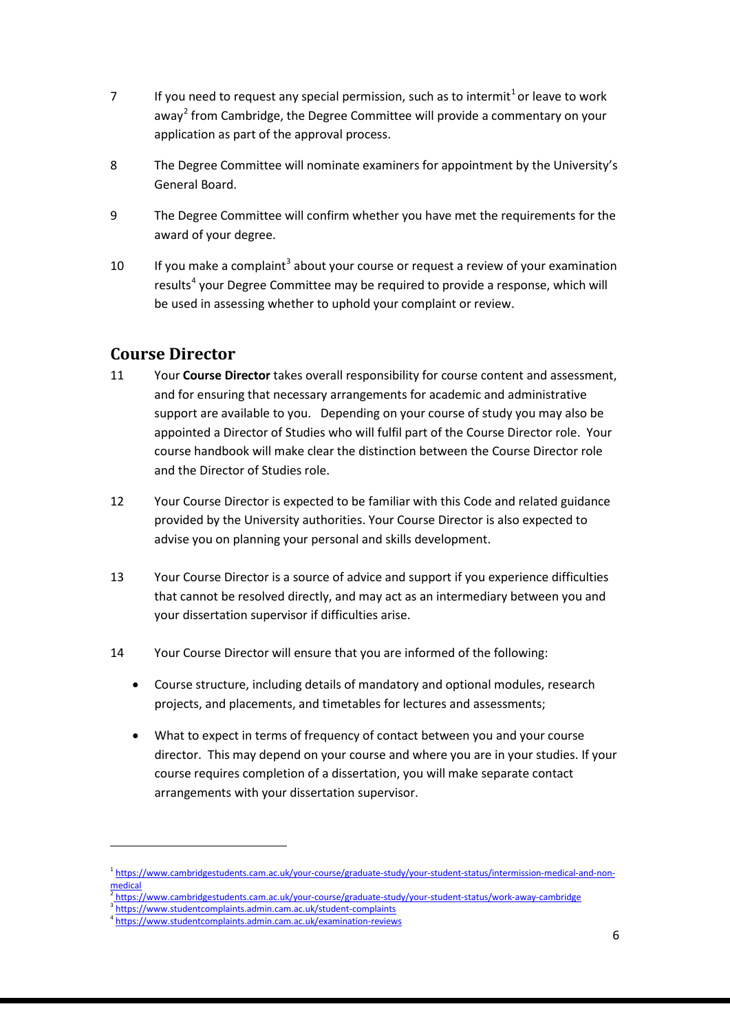7 If you need to request any special permission, such as to intermit[1] or leave to work away[2] from Cambridge, the Degree Committee will provide a commentary on your application as part of the approval process.

8 The Degree Committee will nominate examiners for appointment by the University's General Board.

9 The Degree Committee will confirm whether you have met the requirements for the award of your degree.

10 If you make a complaint[3] about your course or request a review of your examination results[4] your Degree Committee may be required to provide a response, which will be used in assessing whether to uphold your complaint or review.

## Course Director

11 Your **Course Director** takes overall responsibility for course content and assessment, and for ensuring that necessary arrangements for academic and administrative support are available to you. Depending on your course of study you may also be appointed a Director of Studies who will fulfil part of the Course Director role. Your course handbook will make clear the distinction between the Course Director role and the Director of Studies role.

12 Your Course Director is expected to be familiar with this Code and related guidance provided by the University authorities. Your Course Director is also expected to advise you on planning your personal and skills development.

13 Your Course Director is a source of advice and support if you experience difficulties that cannot be resolved directly, and may act as an intermediary between you and your dissertation supervisor if difficulties arise.

14 Your Course Director will ensure that you are informed of the following:

- Course structure, including details of mandatory and optional modules, research projects, and placements, and timetables for lectures and assessments;
- What to expect in terms of frequency of contact between you and your course director. This may depend on your course and where you are in your studies. If your course requires completion of a dissertation, you will make separate contact arrangements with your dissertation supervisor.

---

[1] https://www.cambridgestudents.cam.ac.uk/your-course/graduate-study/your-student-status/intermission-medical-and-non-medical

[2] https://www.cambridgestudents.cam.ac.uk/your-course/graduate-study/your-student-status/work-away-cambridge

[3] https://www.studentcomplaints.admin.cam.ac.uk/student-complaints

[4] https://www.studentcomplaints.admin.cam.ac.uk/examination-reviews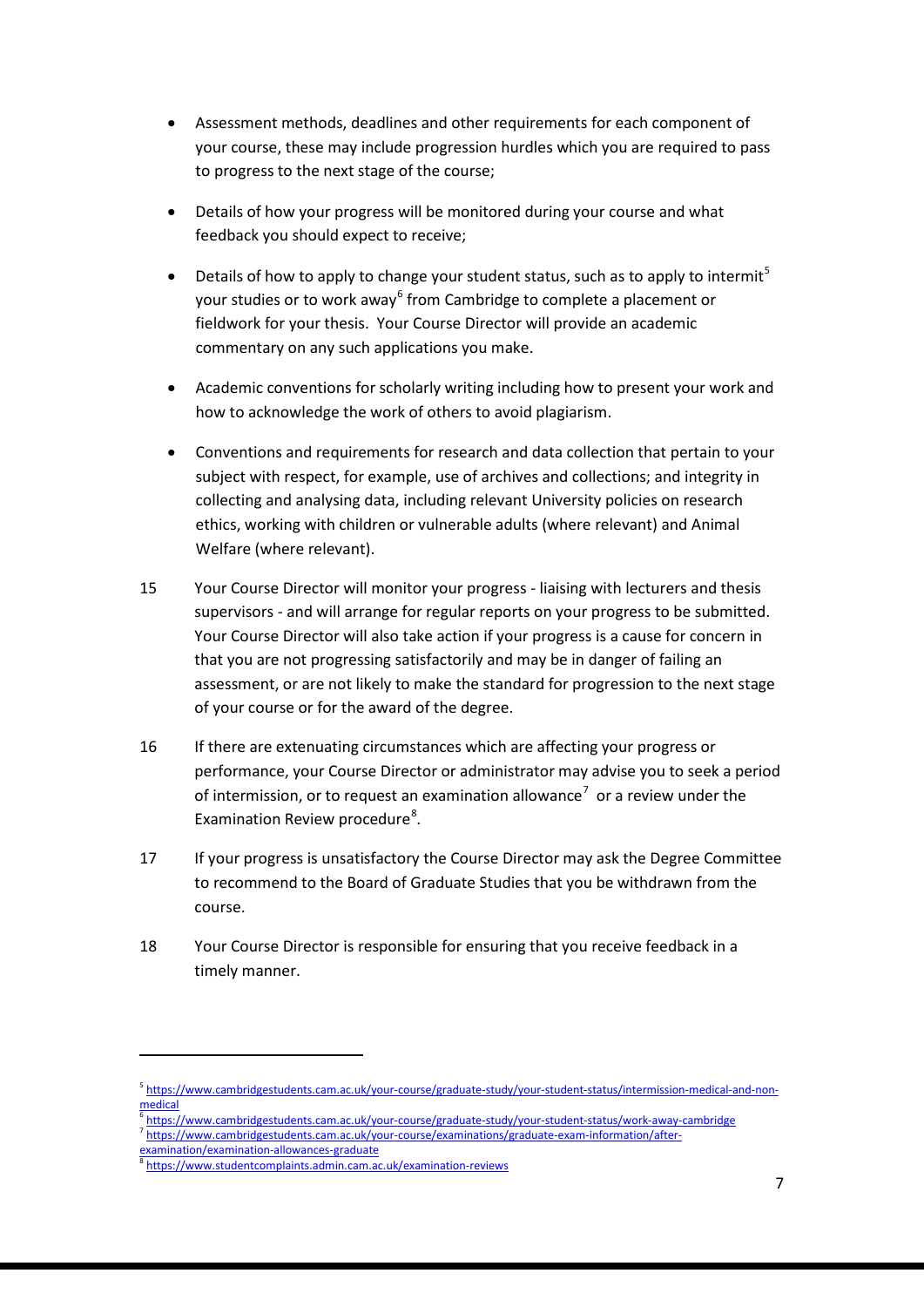- Assessment methods, deadlines and other requirements for each component of your course, these may include progression hurdles which you are required to pass to progress to the next stage of the course;

- Details of how your progress will be monitored during your course and what feedback you should expect to receive;

- Details of how to apply to change your student status, such as to apply to intermit[5] your studies or to work away[6] from Cambridge to complete a placement or fieldwork for your thesis. Your Course Director will provide an academic commentary on any such applications you make.

- Academic conventions for scholarly writing including how to present your work and how to acknowledge the work of others to avoid plagiarism.

- Conventions and requirements for research and data collection that pertain to your subject with respect, for example, use of archives and collections; and integrity in collecting and analysing data, including relevant University policies on research ethics, working with children or vulnerable adults (where relevant) and Animal Welfare (where relevant).

15 Your Course Director will monitor your progress - liaising with lecturers and thesis supervisors - and will arrange for regular reports on your progress to be submitted. Your Course Director will also take action if your progress is a cause for concern in that you are not progressing satisfactorily and may be in danger of failing an assessment, or are not likely to make the standard for progression to the next stage of your course or for the award of the degree.

16 If there are extenuating circumstances which are affecting your progress or performance, your Course Director or administrator may advise you to seek a period of intermission, or to request an examination allowance[7] or a review under the Examination Review procedure[8].

17 If your progress is unsatisfactory the Course Director may ask the Degree Committee to recommend to the Board of Graduate Studies that you be withdrawn from the course.

18 Your Course Director is responsible for ensuring that you receive feedback in a timely manner.

---

[5] https://www.cambridgestudents.cam.ac.uk/your-course/graduate-study/your-student-status/intermission-medical-and-non-medical

[6] https://www.cambridgestudents.cam.ac.uk/your-course/graduate-study/your-student-status/work-away-cambridge

[7] https://www.cambridgestudents.cam.ac.uk/your-course/examinations/graduate-exam-information/after-examination/examination-allowances-graduate

[8] https://www.studentcomplaints.admin.cam.ac.uk/examination-reviews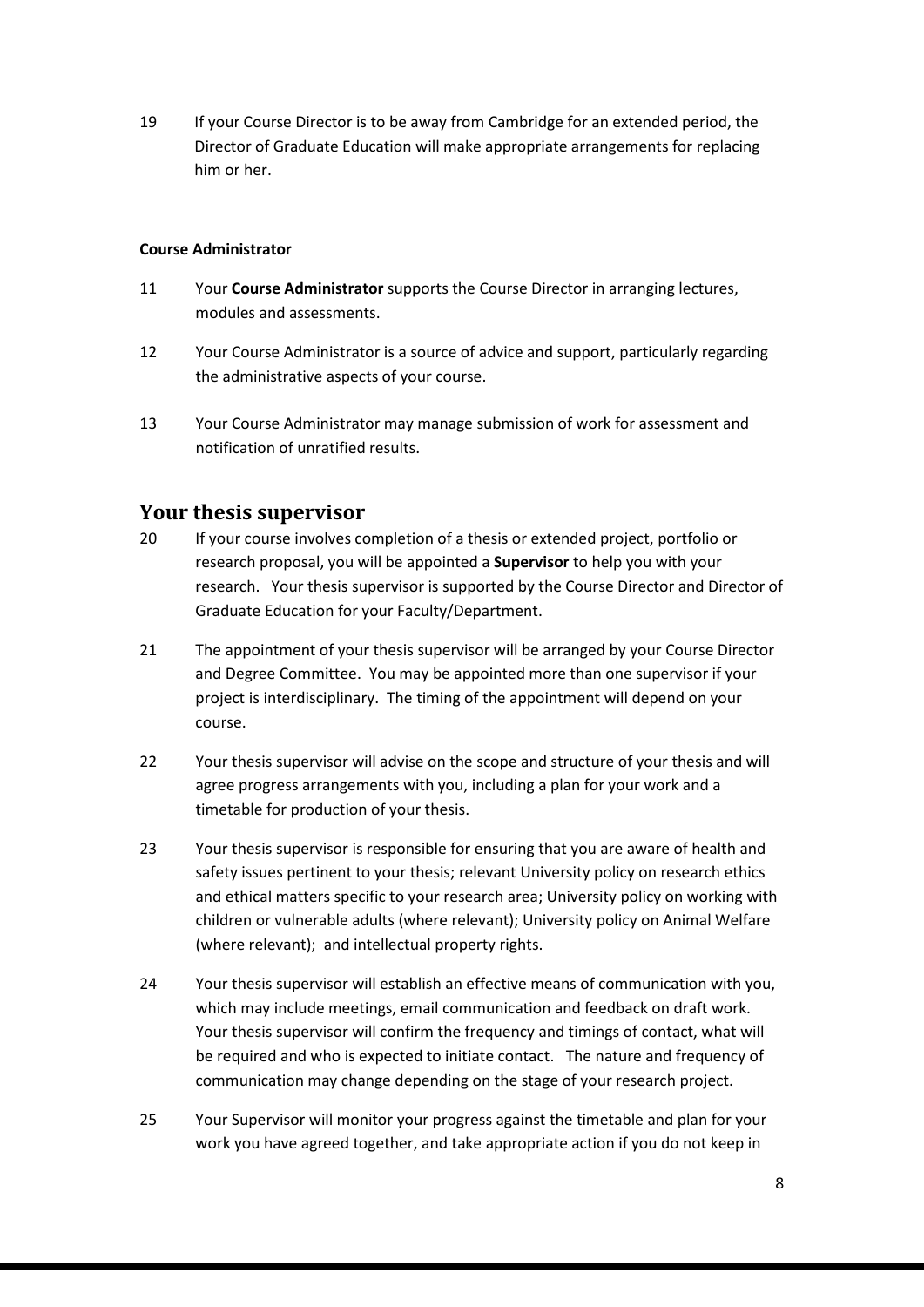19 If your Course Director is to be away from Cambridge for an extended period, the Director of Graduate Education will make appropriate arrangements for replacing him or her.

**Course Administrator**

11 Your **Course Administrator** supports the Course Director in arranging lectures, modules and assessments.

12 Your Course Administrator is a source of advice and support, particularly regarding the administrative aspects of your course.

13 Your Course Administrator may manage submission of work for assessment and notification of unratified results.

## Your thesis supervisor

20 If your course involves completion of a thesis or extended project, portfolio or research proposal, you will be appointed a **Supervisor** to help you with your research. Your thesis supervisor is supported by the Course Director and Director of Graduate Education for your Faculty/Department.

21 The appointment of your thesis supervisor will be arranged by your Course Director and Degree Committee. You may be appointed more than one supervisor if your project is interdisciplinary. The timing of the appointment will depend on your course.

22 Your thesis supervisor will advise on the scope and structure of your thesis and will agree progress arrangements with you, including a plan for your work and a timetable for production of your thesis.

23 Your thesis supervisor is responsible for ensuring that you are aware of health and safety issues pertinent to your thesis; relevant University policy on research ethics and ethical matters specific to your research area; University policy on working with children or vulnerable adults (where relevant); University policy on Animal Welfare (where relevant); and intellectual property rights.

24 Your thesis supervisor will establish an effective means of communication with you, which may include meetings, email communication and feedback on draft work. Your thesis supervisor will confirm the frequency and timings of contact, what will be required and who is expected to initiate contact. The nature and frequency of communication may change depending on the stage of your research project.

25 Your Supervisor will monitor your progress against the timetable and plan for your work you have agreed together, and take appropriate action if you do not keep in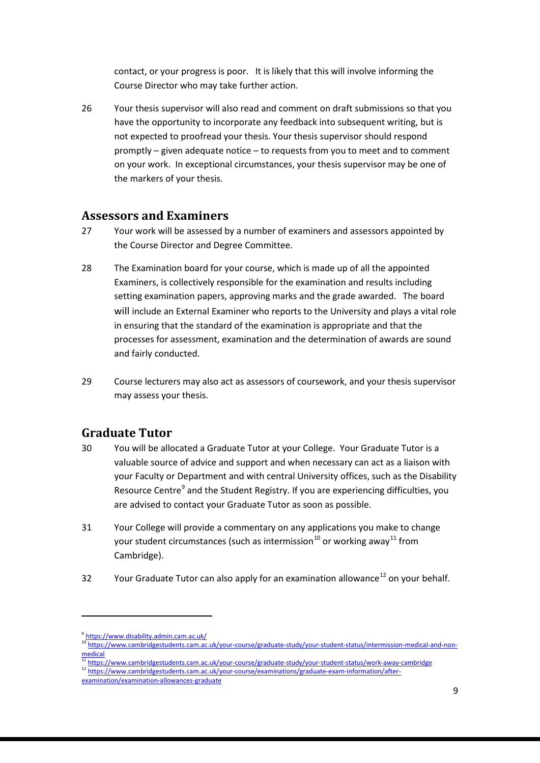contact, or your progress is poor. It is likely that this will involve informing the Course Director who may take further action.

26 Your thesis supervisor will also read and comment on draft submissions so that you have the opportunity to incorporate any feedback into subsequent writing, but is not expected to proofread your thesis. Your thesis supervisor should respond promptly – given adequate notice – to requests from you to meet and to comment on your work. In exceptional circumstances, your thesis supervisor may be one of the markers of your thesis.

## Assessors and Examiners

27 Your work will be assessed by a number of examiners and assessors appointed by the Course Director and Degree Committee.

28 The Examination board for your course, which is made up of all the appointed Examiners, is collectively responsible for the examination and results including setting examination papers, approving marks and the grade awarded. The board will include an External Examiner who reports to the University and plays a vital role in ensuring that the standard of the examination is appropriate and that the processes for assessment, examination and the determination of awards are sound and fairly conducted.

29 Course lecturers may also act as assessors of coursework, and your thesis supervisor may assess your thesis.

## Graduate Tutor

30 You will be allocated a Graduate Tutor at your College. Your Graduate Tutor is a valuable source of advice and support and when necessary can act as a liaison with your Faculty or Department and with central University offices, such as the Disability Resource Centre[9] and the Student Registry. If you are experiencing difficulties, you are advised to contact your Graduate Tutor as soon as possible.

31 Your College will provide a commentary on any applications you make to change your student circumstances (such as intermission[10] or working away[11] from Cambridge).

32 Your Graduate Tutor can also apply for an examination allowance[12] on your behalf.

---

[9] https://www.disability.admin.cam.ac.uk/

[10] https://www.cambridgestudents.cam.ac.uk/your-course/graduate-study/your-student-status/intermission-medical-and-non-medical

[11] https://www.cambridgestudents.cam.ac.uk/your-course/graduate-study/your-student-status/work-away-cambridge

[12] https://www.cambridgestudents.cam.ac.uk/your-course/examinations/graduate-exam-information/after-examination/examination-allowances-graduate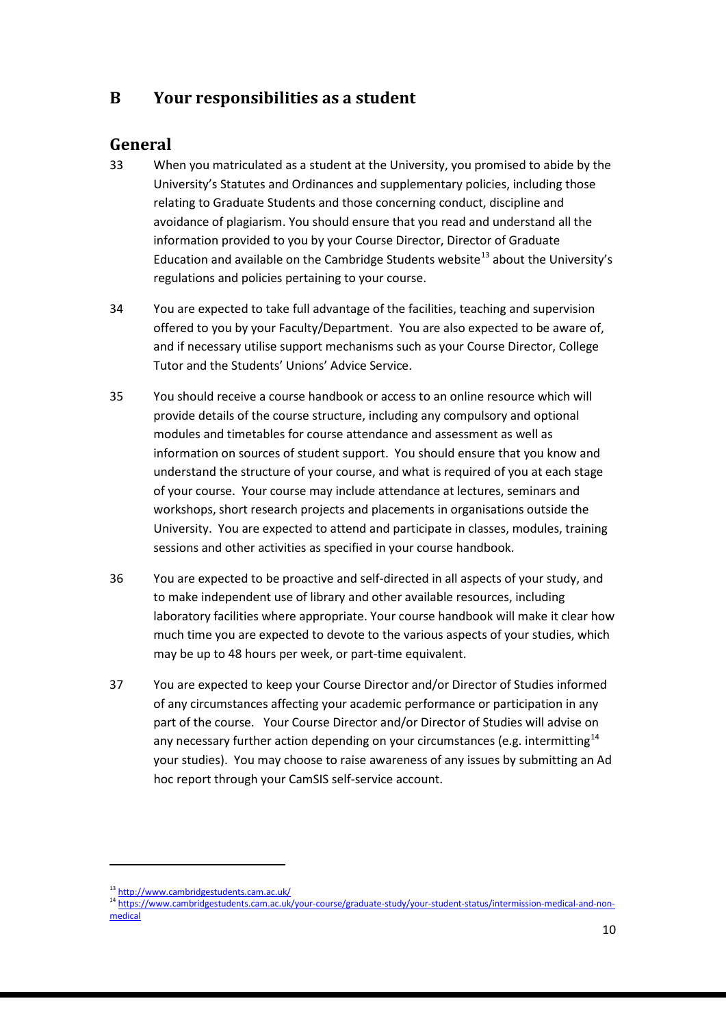## B Your responsibilities as a student

### General

33 When you matriculated as a student at the University, you promised to abide by the University's Statutes and Ordinances and supplementary policies, including those relating to Graduate Students and those concerning conduct, discipline and avoidance of plagiarism. You should ensure that you read and understand all the information provided to you by your Course Director, Director of Graduate Education and available on the Cambridge Students website[13] about the University's regulations and policies pertaining to your course.

34 You are expected to take full advantage of the facilities, teaching and supervision offered to you by your Faculty/Department. You are also expected to be aware of, and if necessary utilise support mechanisms such as your Course Director, College Tutor and the Students' Unions' Advice Service.

35 You should receive a course handbook or access to an online resource which will provide details of the course structure, including any compulsory and optional modules and timetables for course attendance and assessment as well as information on sources of student support. You should ensure that you know and understand the structure of your course, and what is required of you at each stage of your course. Your course may include attendance at lectures, seminars and workshops, short research projects and placements in organisations outside the University. You are expected to attend and participate in classes, modules, training sessions and other activities as specified in your course handbook.

36 You are expected to be proactive and self-directed in all aspects of your study, and to make independent use of library and other available resources, including laboratory facilities where appropriate. Your course handbook will make it clear how much time you are expected to devote to the various aspects of your studies, which may be up to 48 hours per week, or part-time equivalent.

37 You are expected to keep your Course Director and/or Director of Studies informed of any circumstances affecting your academic performance or participation in any part of the course. Your Course Director and/or Director of Studies will advise on any necessary further action depending on your circumstances (e.g. intermitting[14] your studies). You may choose to raise awareness of any issues by submitting an Ad hoc report through your CamSIS self-service account.

---

[13] http://www.cambridgestudents.cam.ac.uk/

[14] https://www.cambridgestudents.cam.ac.uk/your-course/graduate-study/your-student-status/intermission-medical-and-non-medical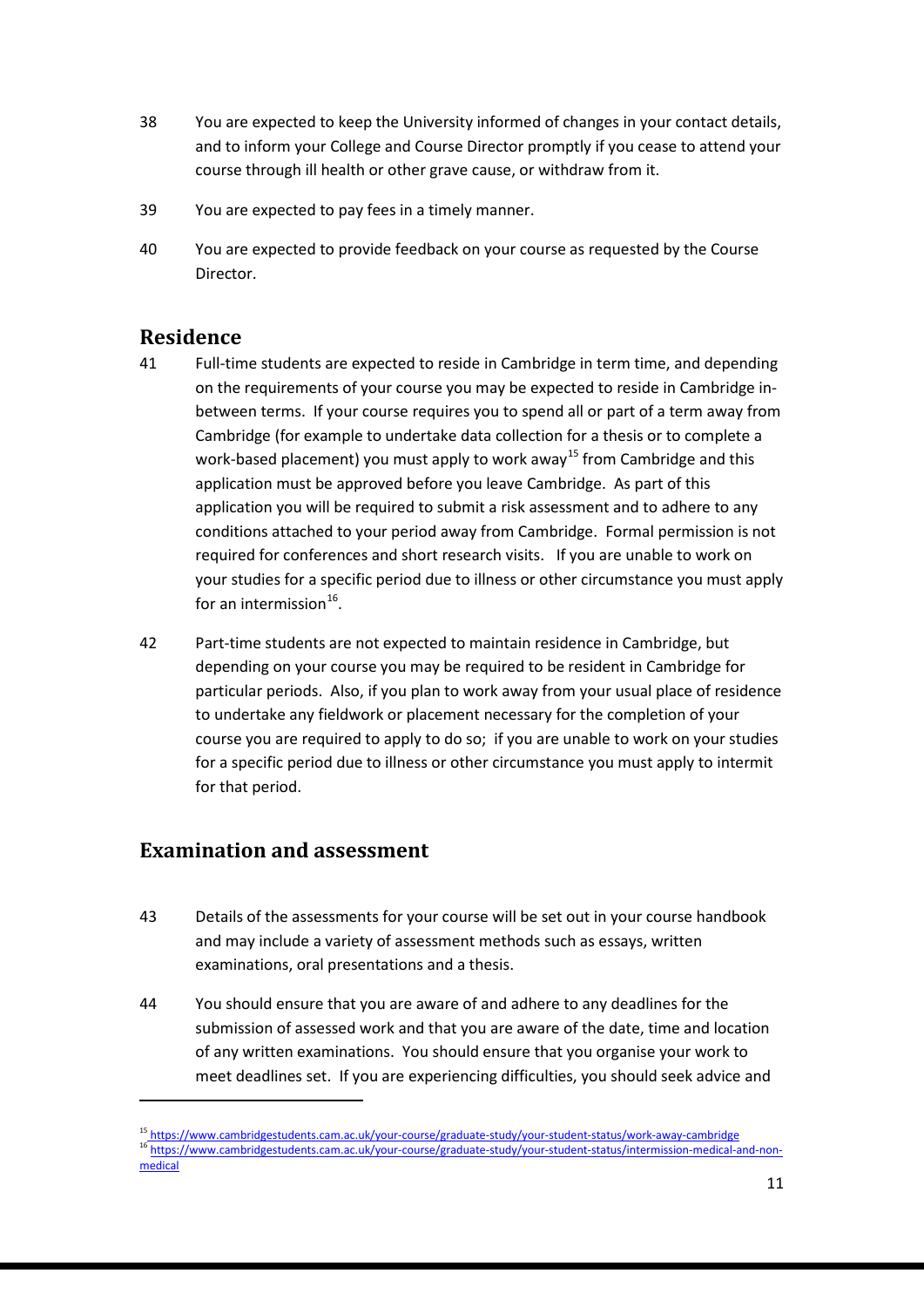38 You are expected to keep the University informed of changes in your contact details, and to inform your College and Course Director promptly if you cease to attend your course through ill health or other grave cause, or withdraw from it.

39 You are expected to pay fees in a timely manner.

40 You are expected to provide feedback on your course as requested by the Course Director.

## Residence

41 Full-time students are expected to reside in Cambridge in term time, and depending on the requirements of your course you may be expected to reside in Cambridge in-between terms. If your course requires you to spend all or part of a term away from Cambridge (for example to undertake data collection for a thesis or to complete a work-based placement) you must apply to work away[15] from Cambridge and this application must be approved before you leave Cambridge. As part of this application you will be required to submit a risk assessment and to adhere to any conditions attached to your period away from Cambridge. Formal permission is not required for conferences and short research visits. If you are unable to work on your studies for a specific period due to illness or other circumstance you must apply for an intermission[16].

42 Part-time students are not expected to maintain residence in Cambridge, but depending on your course you may be required to be resident in Cambridge for particular periods. Also, if you plan to work away from your usual place of residence to undertake any fieldwork or placement necessary for the completion of your course you are required to apply to do so; if you are unable to work on your studies for a specific period due to illness or other circumstance you must apply to intermit for that period.

## Examination and assessment

43 Details of the assessments for your course will be set out in your course handbook and may include a variety of assessment methods such as essays, written examinations, oral presentations and a thesis.

44 You should ensure that you are aware of and adhere to any deadlines for the submission of assessed work and that you are aware of the date, time and location of any written examinations. You should ensure that you organise your work to meet deadlines set. If you are experiencing difficulties, you should seek advice and

---

[15] https://www.cambridgestudents.cam.ac.uk/your-course/graduate-study/your-student-status/work-away-cambridge

[16] https://www.cambridgestudents.cam.ac.uk/your-course/graduate-study/your-student-status/intermission-medical-and-non-medical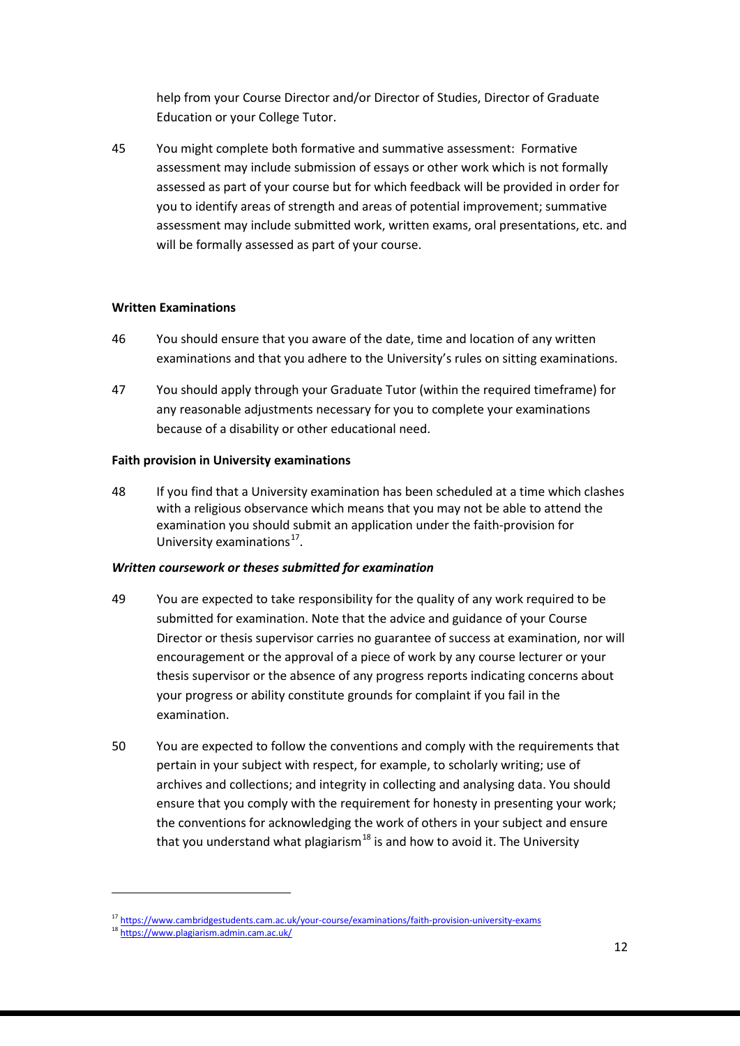help from your Course Director and/or Director of Studies, Director of Graduate Education or your College Tutor.

45 You might complete both formative and summative assessment: Formative assessment may include submission of essays or other work which is not formally assessed as part of your course but for which feedback will be provided in order for you to identify areas of strength and areas of potential improvement; summative assessment may include submitted work, written exams, oral presentations, etc. and will be formally assessed as part of your course.

**Written Examinations**

46 You should ensure that you aware of the date, time and location of any written examinations and that you adhere to the University's rules on sitting examinations.

47 You should apply through your Graduate Tutor (within the required timeframe) for any reasonable adjustments necessary for you to complete your examinations because of a disability or other educational need.

**Faith provision in University examinations**

48 If you find that a University examination has been scheduled at a time which clashes with a religious observance which means that you may not be able to attend the examination you should submit an application under the faith-provision for University examinations[17].

***Written coursework or theses submitted for examination***

49 You are expected to take responsibility for the quality of any work required to be submitted for examination. Note that the advice and guidance of your Course Director or thesis supervisor carries no guarantee of success at examination, nor will encouragement or the approval of a piece of work by any course lecturer or your thesis supervisor or the absence of any progress reports indicating concerns about your progress or ability constitute grounds for complaint if you fail in the examination.

50 You are expected to follow the conventions and comply with the requirements that pertain in your subject with respect, for example, to scholarly writing; use of archives and collections; and integrity in collecting and analysing data. You should ensure that you comply with the requirement for honesty in presenting your work; the conventions for acknowledging the work of others in your subject and ensure that you understand what plagiarism[18] is and how to avoid it. The University

[17] https://www.cambridgestudents.cam.ac.uk/your-course/examinations/faith-provision-university-exams

[18] https://www.plagiarism.admin.cam.ac.uk/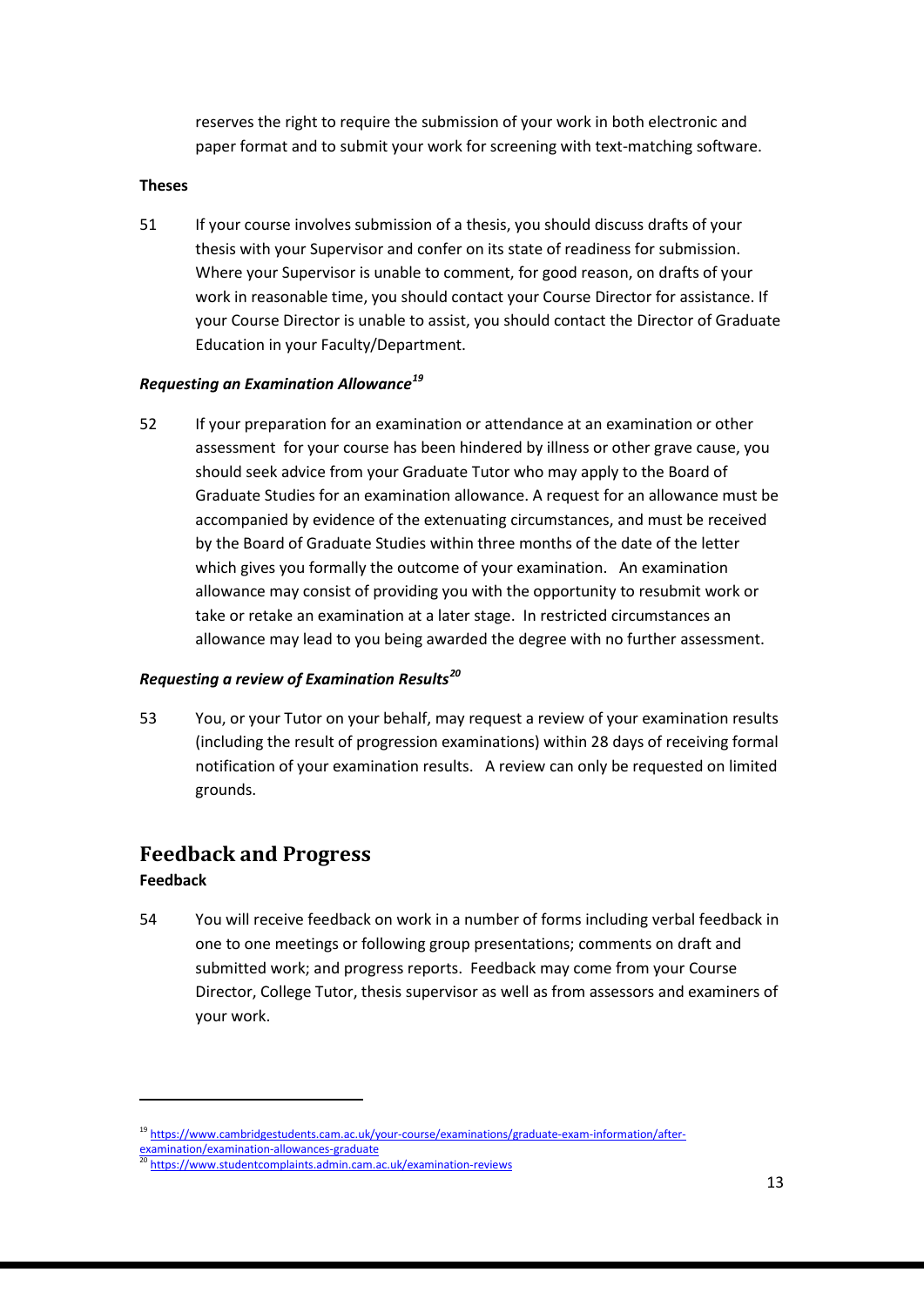reserves the right to require the submission of your work in both electronic and paper format and to submit your work for screening with text-matching software.

**Theses**

51 If your course involves submission of a thesis, you should discuss drafts of your thesis with your Supervisor and confer on its state of readiness for submission. Where your Supervisor is unable to comment, for good reason, on drafts of your work in reasonable time, you should contact your Course Director for assistance. If your Course Director is unable to assist, you should contact the Director of Graduate Education in your Faculty/Department.

***Requesting an Examination Allowance***[19]

52 If your preparation for an examination or attendance at an examination or other assessment for your course has been hindered by illness or other grave cause, you should seek advice from your Graduate Tutor who may apply to the Board of Graduate Studies for an examination allowance. A request for an allowance must be accompanied by evidence of the extenuating circumstances, and must be received by the Board of Graduate Studies within three months of the date of the letter which gives you formally the outcome of your examination. An examination allowance may consist of providing you with the opportunity to resubmit work or take or retake an examination at a later stage. In restricted circumstances an allowance may lead to you being awarded the degree with no further assessment.

***Requesting a review of Examination Results***[20]

53 You, or your Tutor on your behalf, may request a review of your examination results (including the result of progression examinations) within 28 days of receiving formal notification of your examination results. A review can only be requested on limited grounds.

## Feedback and Progress

**Feedback**

54 You will receive feedback on work in a number of forms including verbal feedback in one to one meetings or following group presentations; comments on draft and submitted work; and progress reports. Feedback may come from your Course Director, College Tutor, thesis supervisor as well as from assessors and examiners of your work.

---

[19] https://www.cambridgestudents.cam.ac.uk/your-course/examinations/graduate-exam-information/after-examination/examination-allowances-graduate

[20] https://www.studentcomplaints.admin.cam.ac.uk/examination-reviews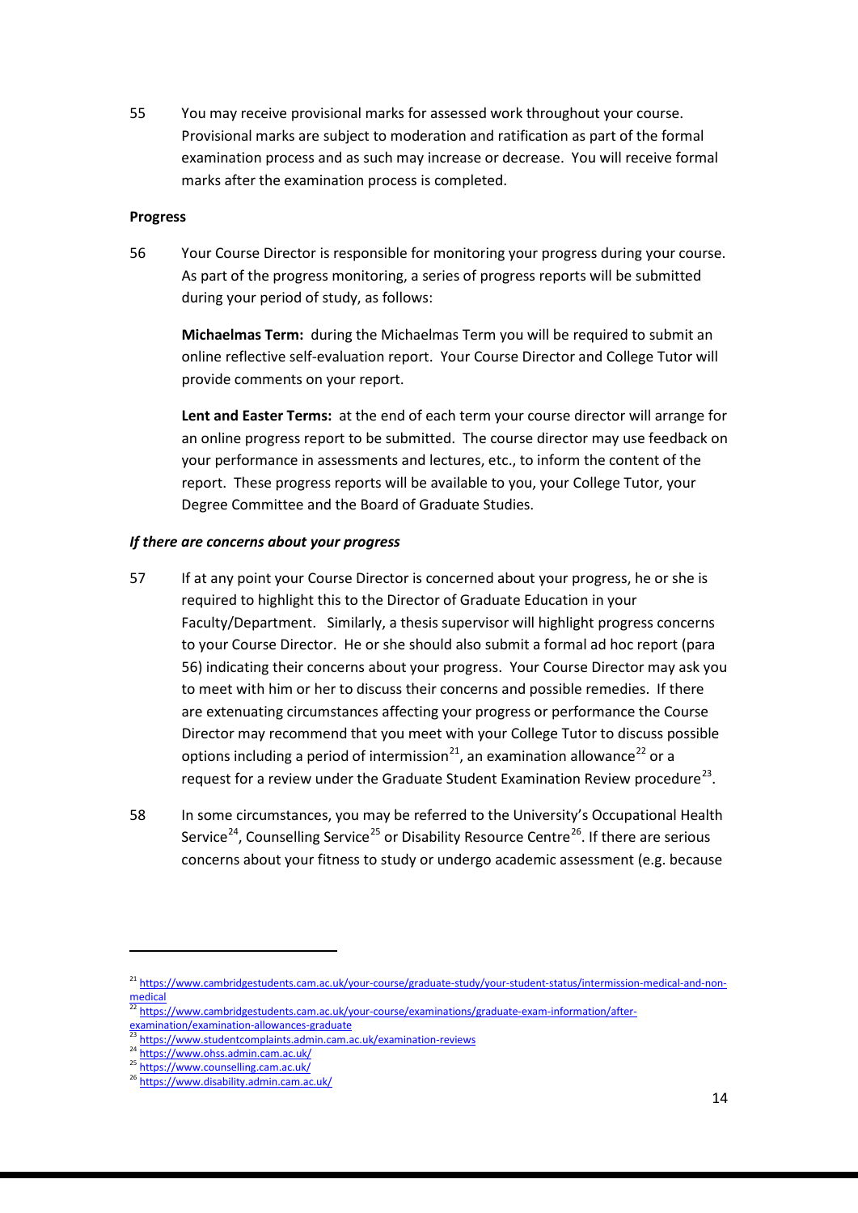55 You may receive provisional marks for assessed work throughout your course. Provisional marks are subject to moderation and ratification as part of the formal examination process and as such may increase or decrease. You will receive formal marks after the examination process is completed.

**Progress**

56 Your Course Director is responsible for monitoring your progress during your course. As part of the progress monitoring, a series of progress reports will be submitted during your period of study, as follows:

**Michaelmas Term:** during the Michaelmas Term you will be required to submit an online reflective self-evaluation report. Your Course Director and College Tutor will provide comments on your report.

**Lent and Easter Terms:** at the end of each term your course director will arrange for an online progress report to be submitted. The course director may use feedback on your performance in assessments and lectures, etc., to inform the content of the report. These progress reports will be available to you, your College Tutor, your Degree Committee and the Board of Graduate Studies.

***If there are concerns about your progress***

57 If at any point your Course Director is concerned about your progress, he or she is required to highlight this to the Director of Graduate Education in your Faculty/Department. Similarly, a thesis supervisor will highlight progress concerns to your Course Director. He or she should also submit a formal ad hoc report (para 56) indicating their concerns about your progress. Your Course Director may ask you to meet with him or her to discuss their concerns and possible remedies. If there are extenuating circumstances affecting your progress or performance the Course Director may recommend that you meet with your College Tutor to discuss possible options including a period of intermission[21], an examination allowance[22] or a request for a review under the Graduate Student Examination Review procedure[23].

58 In some circumstances, you may be referred to the University's Occupational Health Service[24], Counselling Service[25] or Disability Resource Centre[26]. If there are serious concerns about your fitness to study or undergo academic assessment (e.g. because

---

[21] https://www.cambridgestudents.cam.ac.uk/your-course/graduate-study/your-student-status/intermission-medical-and-non-medical

[22] https://www.cambridgestudents.cam.ac.uk/your-course/examinations/graduate-exam-information/after-examination/examination-allowances-graduate

[23] https://www.studentcomplaints.admin.cam.ac.uk/examination-reviews

[24] https://www.ohss.admin.cam.ac.uk/

[25] https://www.counselling.cam.ac.uk/

[26] https://www.disability.admin.cam.ac.uk/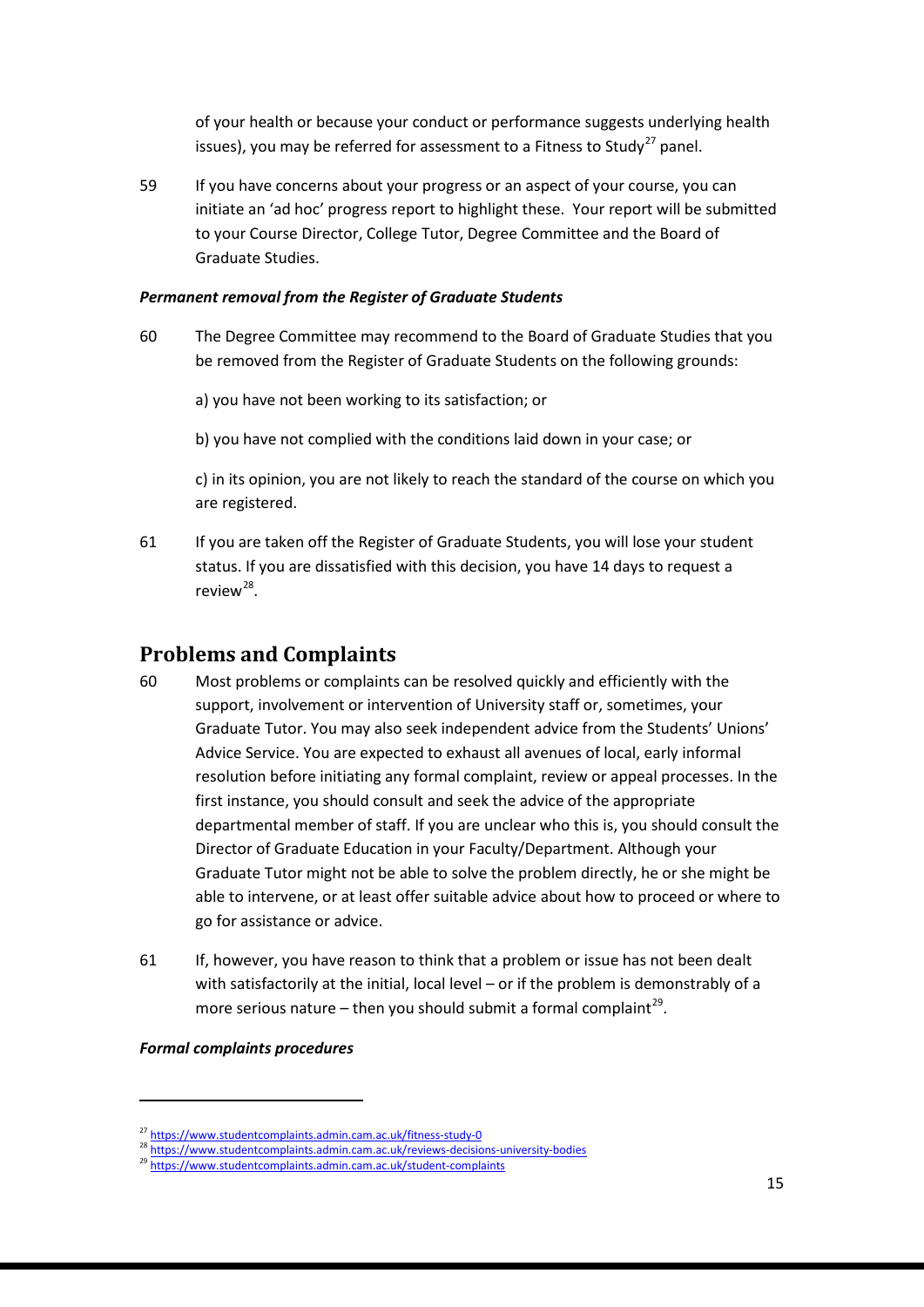of your health or because your conduct or performance suggests underlying health issues), you may be referred for assessment to a Fitness to Study[27] panel.

59 If you have concerns about your progress or an aspect of your course, you can initiate an 'ad hoc' progress report to highlight these. Your report will be submitted to your Course Director, College Tutor, Degree Committee and the Board of Graduate Studies.

***Permanent removal from the Register of Graduate Students***

60 The Degree Committee may recommend to the Board of Graduate Studies that you be removed from the Register of Graduate Students on the following grounds:

a) you have not been working to its satisfaction; or

b) you have not complied with the conditions laid down in your case; or

c) in its opinion, you are not likely to reach the standard of the course on which you are registered.

61 If you are taken off the Register of Graduate Students, you will lose your student status. If you are dissatisfied with this decision, you have 14 days to request a review[28].

## Problems and Complaints

60 Most problems or complaints can be resolved quickly and efficiently with the support, involvement or intervention of University staff or, sometimes, your Graduate Tutor. You may also seek independent advice from the Students' Unions' Advice Service. You are expected to exhaust all avenues of local, early informal resolution before initiating any formal complaint, review or appeal processes. In the first instance, you should consult and seek the advice of the appropriate departmental member of staff. If you are unclear who this is, you should consult the Director of Graduate Education in your Faculty/Department. Although your Graduate Tutor might not be able to solve the problem directly, he or she might be able to intervene, or at least offer suitable advice about how to proceed or where to go for assistance or advice.

61 If, however, you have reason to think that a problem or issue has not been dealt with satisfactorily at the initial, local level – or if the problem is demonstrably of a more serious nature – then you should submit a formal complaint[29].

***Formal complaints procedures***

---

[27] https://www.studentcomplaints.admin.cam.ac.uk/fitness-study-0

[28] https://www.studentcomplaints.admin.cam.ac.uk/reviews-decisions-university-bodies

[29] https://www.studentcomplaints.admin.cam.ac.uk/student-complaints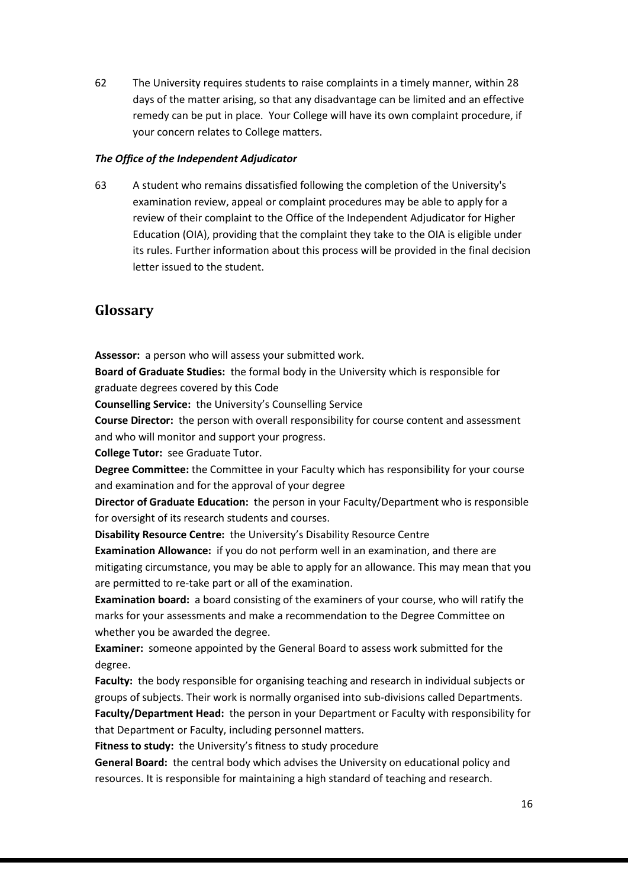62 The University requires students to raise complaints in a timely manner, within 28 days of the matter arising, so that any disadvantage can be limited and an effective remedy can be put in place. Your College will have its own complaint procedure, if your concern relates to College matters.

### *The Office of the Independent Adjudicator*

63 A student who remains dissatisfied following the completion of the University's examination review, appeal or complaint procedures may be able to apply for a review of their complaint to the Office of the Independent Adjudicator for Higher Education (OIA), providing that the complaint they take to the OIA is eligible under its rules. Further information about this process will be provided in the final decision letter issued to the student.

## Glossary

**Assessor:** a person who will assess your submitted work.
**Board of Graduate Studies:** the formal body in the University which is responsible for graduate degrees covered by this Code
**Counselling Service:** the University's Counselling Service
**Course Director:** the person with overall responsibility for course content and assessment and who will monitor and support your progress.
**College Tutor:** see Graduate Tutor.
**Degree Committee:** the Committee in your Faculty which has responsibility for your course and examination and for the approval of your degree
**Director of Graduate Education:** the person in your Faculty/Department who is responsible for oversight of its research students and courses.
**Disability Resource Centre:** the University's Disability Resource Centre
**Examination Allowance:** if you do not perform well in an examination, and there are mitigating circumstance, you may be able to apply for an allowance. This may mean that you are permitted to re-take part or all of the examination.
**Examination board:** a board consisting of the examiners of your course, who will ratify the marks for your assessments and make a recommendation to the Degree Committee on whether you be awarded the degree.
**Examiner:** someone appointed by the General Board to assess work submitted for the degree.
**Faculty:** the body responsible for organising teaching and research in individual subjects or groups of subjects. Their work is normally organised into sub-divisions called Departments.
**Faculty/Department Head:** the person in your Department or Faculty with responsibility for that Department or Faculty, including personnel matters.
**Fitness to study:** the University's fitness to study procedure
**General Board:** the central body which advises the University on educational policy and resources. It is responsible for maintaining a high standard of teaching and research.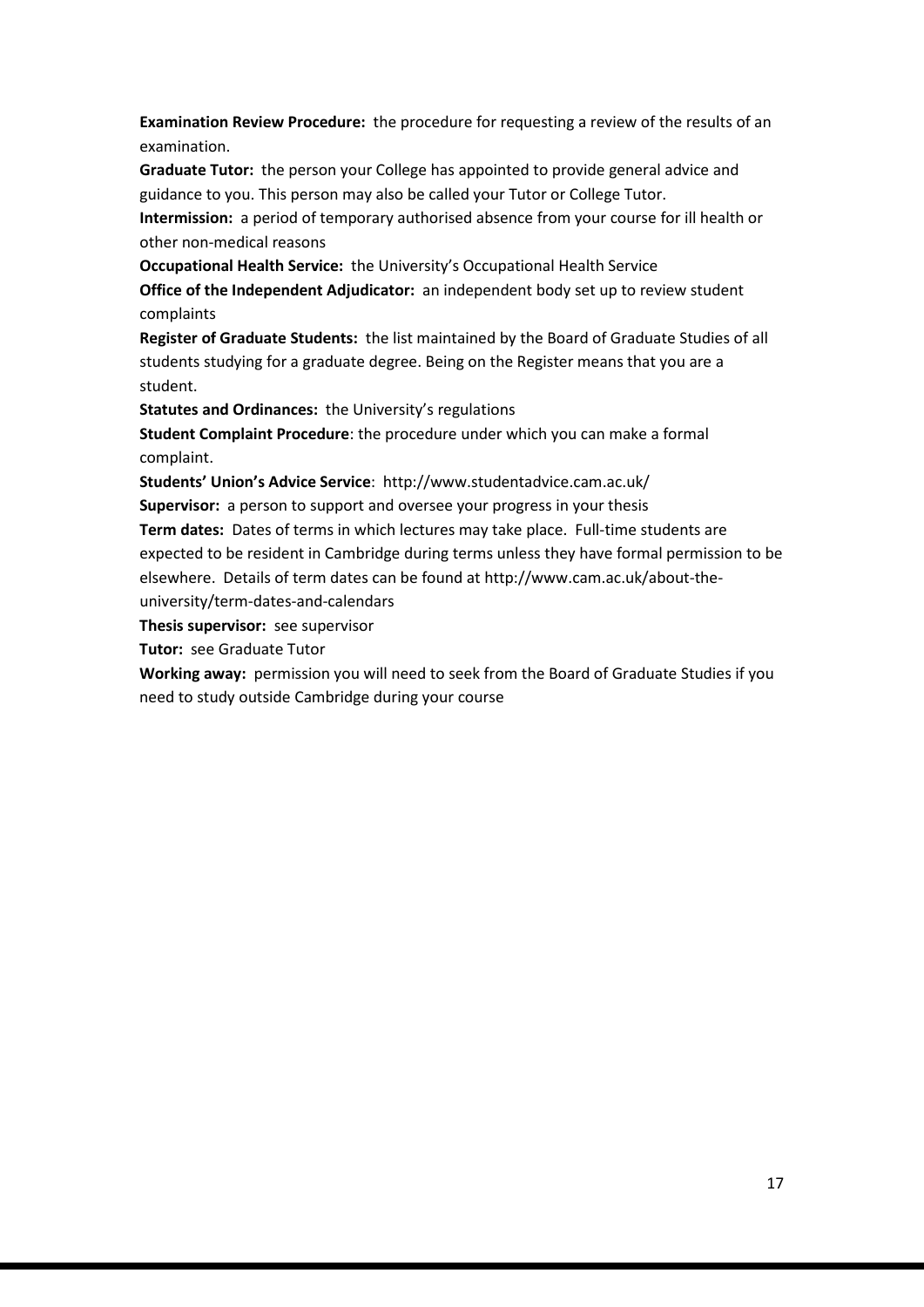**Examination Review Procedure:** the procedure for requesting a review of the results of an examination.

**Graduate Tutor:** the person your College has appointed to provide general advice and guidance to you. This person may also be called your Tutor or College Tutor.

**Intermission:** a period of temporary authorised absence from your course for ill health or other non-medical reasons

**Occupational Health Service:** the University's Occupational Health Service

**Office of the Independent Adjudicator:** an independent body set up to review student complaints

**Register of Graduate Students:** the list maintained by the Board of Graduate Studies of all students studying for a graduate degree. Being on the Register means that you are a student.

**Statutes and Ordinances:** the University's regulations

**Student Complaint Procedure**: the procedure under which you can make a formal complaint.

**Students' Union's Advice Service**: http://www.studentadvice.cam.ac.uk/

**Supervisor:** a person to support and oversee your progress in your thesis

**Term dates:** Dates of terms in which lectures may take place. Full-time students are expected to be resident in Cambridge during terms unless they have formal permission to be elsewhere. Details of term dates can be found at http://www.cam.ac.uk/about-the-university/term-dates-and-calendars

**Thesis supervisor:** see supervisor

**Tutor:** see Graduate Tutor

**Working away:** permission you will need to seek from the Board of Graduate Studies if you need to study outside Cambridge during your course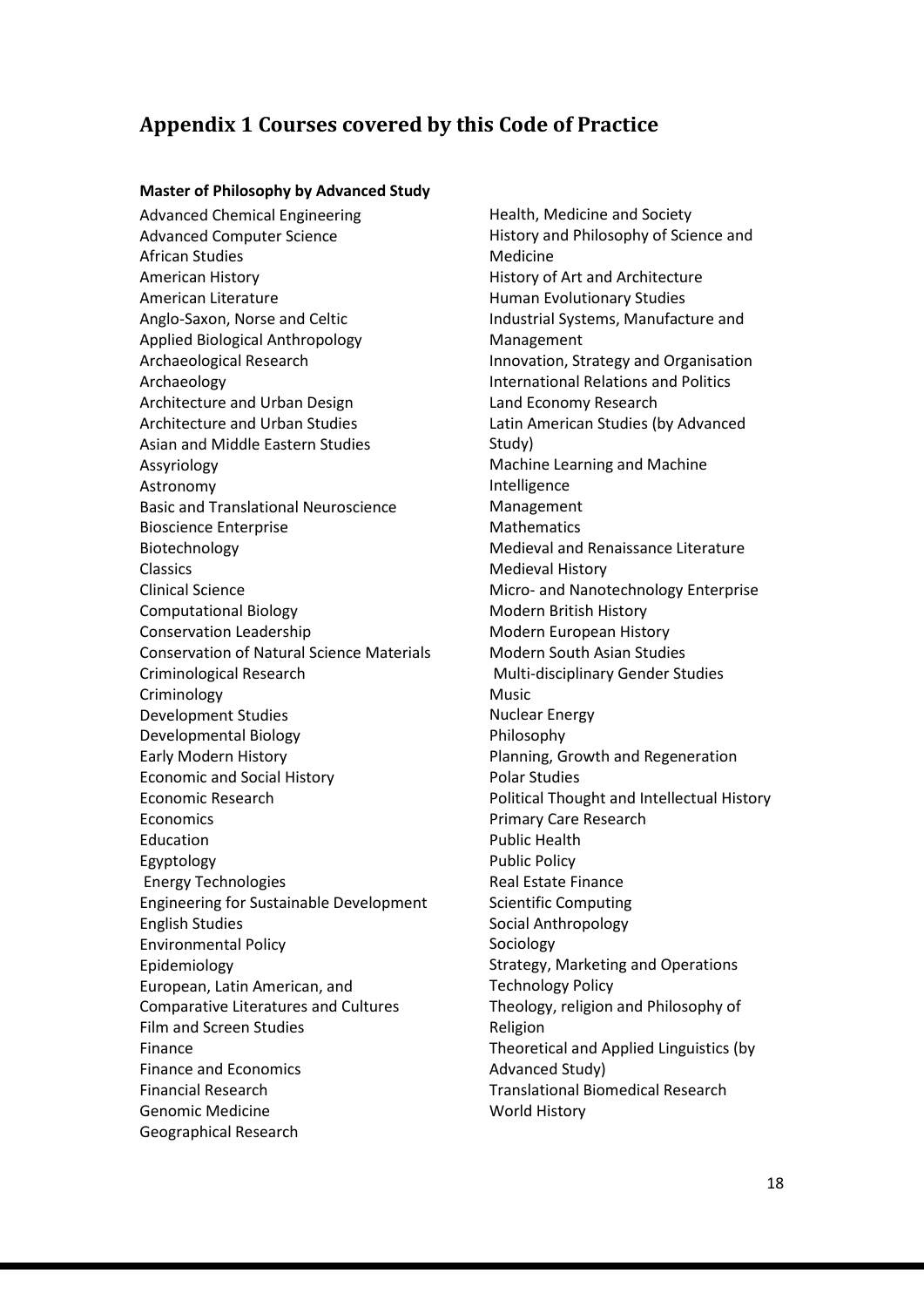## Appendix 1 Courses covered by this Code of Practice

**Master of Philosophy by Advanced Study**

Advanced Chemical Engineering
Advanced Computer Science
African Studies
American History
American Literature
Anglo-Saxon, Norse and Celtic
Applied Biological Anthropology
Archaeological Research
Archaeology
Architecture and Urban Design
Architecture and Urban Studies
Asian and Middle Eastern Studies
Assyriology
Astronomy
Basic and Translational Neuroscience
Bioscience Enterprise
Biotechnology
Classics
Clinical Science
Computational Biology
Conservation Leadership
Conservation of Natural Science Materials
Criminological Research
Criminology
Development Studies
Developmental Biology
Early Modern History
Economic and Social History
Economic Research
Economics
Education
Egyptology
Energy Technologies
Engineering for Sustainable Development
English Studies
Environmental Policy
Epidemiology
European, Latin American, and Comparative Literatures and Cultures
Film and Screen Studies
Finance
Finance and Economics
Financial Research
Genomic Medicine
Geographical Research
Health, Medicine and Society
History and Philosophy of Science and Medicine
History of Art and Architecture
Human Evolutionary Studies
Industrial Systems, Manufacture and Management
Innovation, Strategy and Organisation
International Relations and Politics
Land Economy Research
Latin American Studies (by Advanced Study)
Machine Learning and Machine Intelligence
Management
Mathematics
Medieval and Renaissance Literature
Medieval History
Micro- and Nanotechnology Enterprise
Modern British History
Modern European History
Modern South Asian Studies
Multi-disciplinary Gender Studies
Music
Nuclear Energy
Philosophy
Planning, Growth and Regeneration
Polar Studies
Political Thought and Intellectual History
Primary Care Research
Public Health
Public Policy
Real Estate Finance
Scientific Computing
Social Anthropology
Sociology
Strategy, Marketing and Operations
Technology Policy
Theology, religion and Philosophy of Religion
Theoretical and Applied Linguistics (by Advanced Study)
Translational Biomedical Research
World History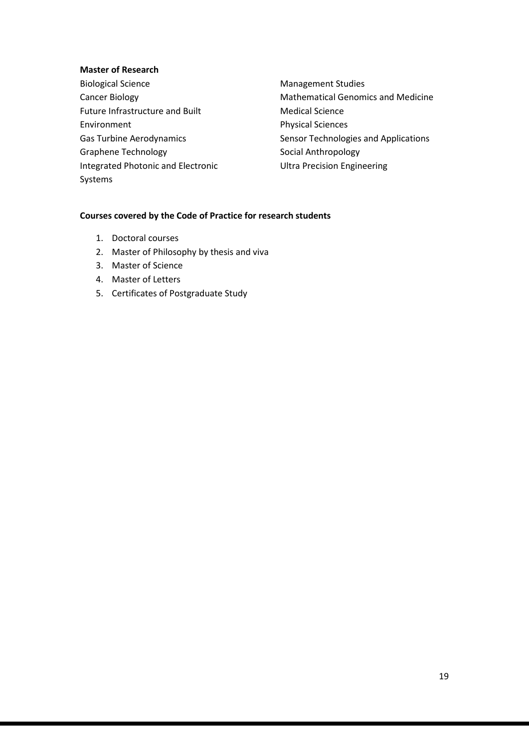**Master of Research**

Biological Science
Cancer Biology
Future Infrastructure and Built Environment
Gas Turbine Aerodynamics
Graphene Technology
Integrated Photonic and Electronic Systems
Management Studies
Mathematical Genomics and Medicine
Medical Science
Physical Sciences
Sensor Technologies and Applications
Social Anthropology
Ultra Precision Engineering

**Courses covered by the Code of Practice for research students**

1. Doctoral courses
2. Master of Philosophy by thesis and viva
3. Master of Science
4. Master of Letters
5. Certificates of Postgraduate Study